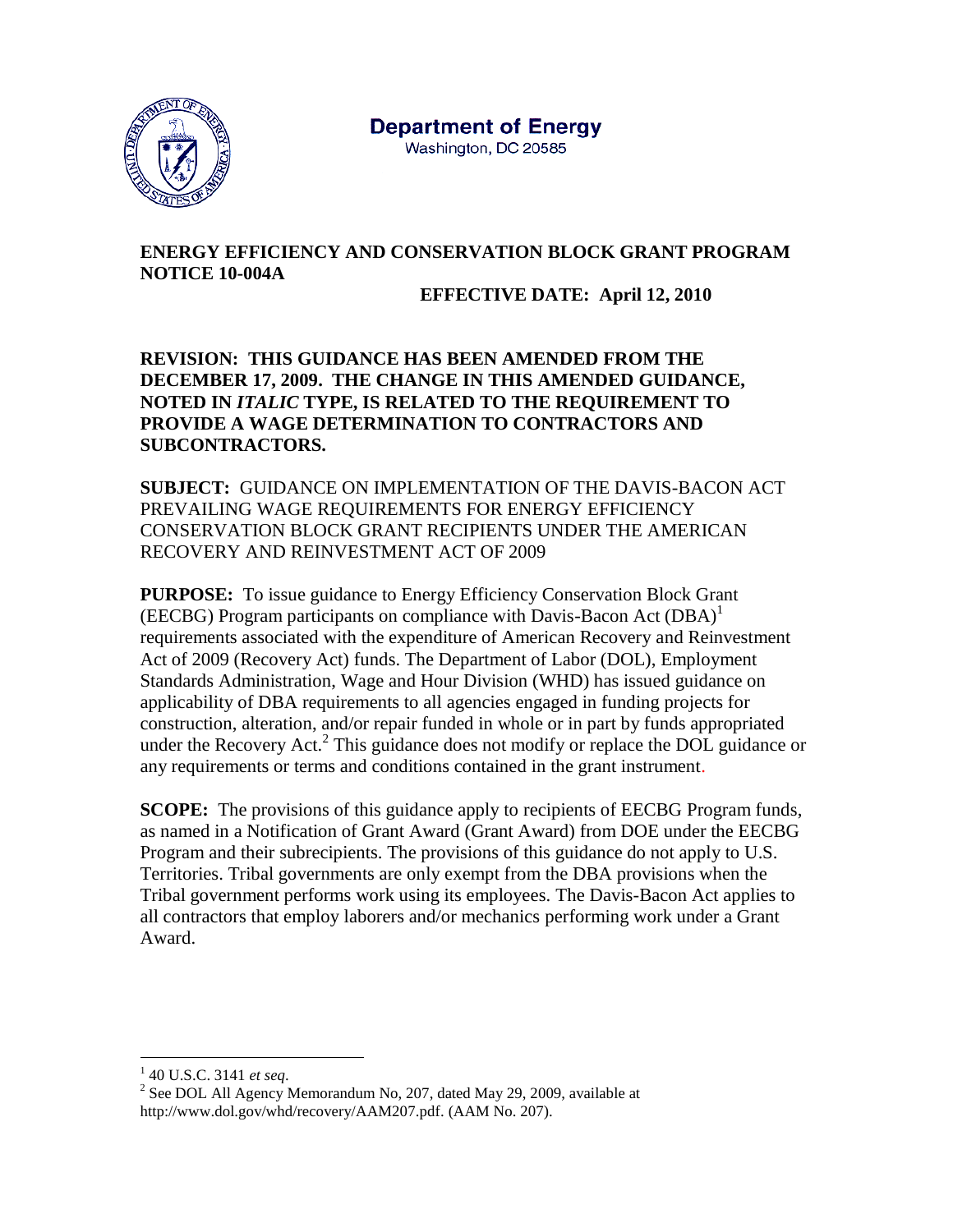**Department of Energy**
Washington, DC 20585

**ENERGY EFFICIENCY AND CONSERVATION BLOCK GRANT PROGRAM NOTICE 10-004A**

**EFFECTIVE DATE: April 12, 2010**

**REVISION: THIS GUIDANCE HAS BEEN AMENDED FROM THE DECEMBER 17, 2009. THE CHANGE IN THIS AMENDED GUIDANCE, NOTED IN *ITALIC* TYPE, IS RELATED TO THE REQUIREMENT TO PROVIDE A WAGE DETERMINATION TO CONTRACTORS AND SUBCONTRACTORS.**

**SUBJECT:** GUIDANCE ON IMPLEMENTATION OF THE DAVIS-BACON ACT PREVAILING WAGE REQUIREMENTS FOR ENERGY EFFICIENCY CONSERVATION BLOCK GRANT RECIPIENTS UNDER THE AMERICAN RECOVERY AND REINVESTMENT ACT OF 2009

**PURPOSE:** To issue guidance to Energy Efficiency Conservation Block Grant (EECBG) Program participants on compliance with Davis-Bacon Act (DBA)[1] requirements associated with the expenditure of American Recovery and Reinvestment Act of 2009 (Recovery Act) funds. The Department of Labor (DOL), Employment Standards Administration, Wage and Hour Division (WHD) has issued guidance on applicability of DBA requirements to all agencies engaged in funding projects for construction, alteration, and/or repair funded in whole or in part by funds appropriated under the Recovery Act.[2] This guidance does not modify or replace the DOL guidance or any requirements or terms and conditions contained in the grant instrument.

**SCOPE:** The provisions of this guidance apply to recipients of EECBG Program funds, as named in a Notification of Grant Award (Grant Award) from DOE under the EECBG Program and their subrecipients. The provisions of this guidance do not apply to U.S. Territories. Tribal governments are only exempt from the DBA provisions when the Tribal government performs work using its employees. The Davis-Bacon Act applies to all contractors that employ laborers and/or mechanics performing work under a Grant Award.

---

[1] 40 U.S.C. 3141 *et seq*.

[2] See DOL All Agency Memorandum No, 207, dated May 29, 2009, available at http://www.dol.gov/whd/recovery/AAM207.pdf. (AAM No. 207).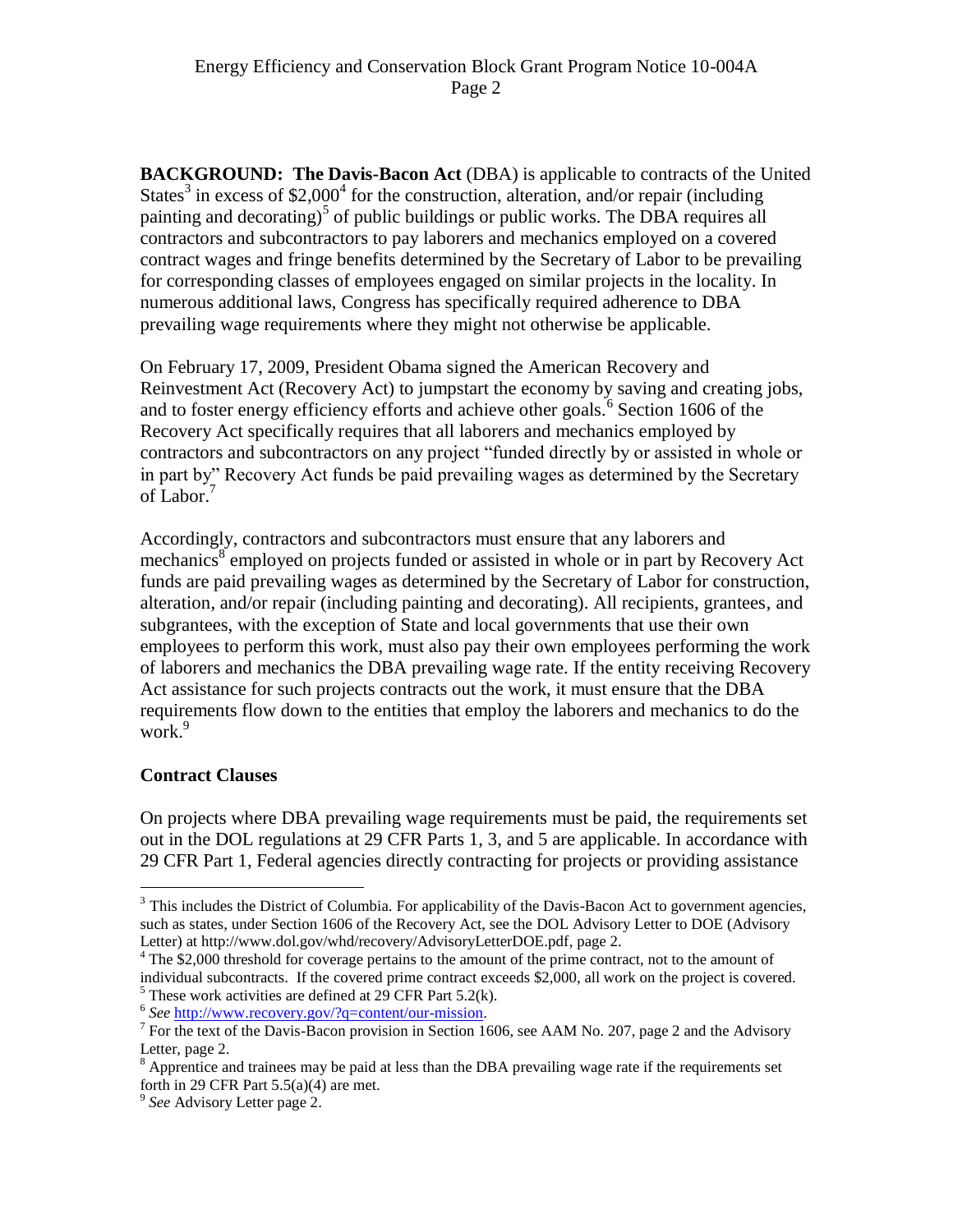**BACKGROUND: The Davis-Bacon Act** (DBA) is applicable to contracts of the United States[3] in excess of $2,000[4] for the construction, alteration, and/or repair (including painting and decorating)[5] of public buildings or public works. The DBA requires all contractors and subcontractors to pay laborers and mechanics employed on a covered contract wages and fringe benefits determined by the Secretary of Labor to be prevailing for corresponding classes of employees engaged on similar projects in the locality. In numerous additional laws, Congress has specifically required adherence to DBA prevailing wage requirements where they might not otherwise be applicable.

On February 17, 2009, President Obama signed the American Recovery and Reinvestment Act (Recovery Act) to jumpstart the economy by saving and creating jobs, and to foster energy efficiency efforts and achieve other goals.[6] Section 1606 of the Recovery Act specifically requires that all laborers and mechanics employed by contractors and subcontractors on any project "funded directly by or assisted in whole or in part by" Recovery Act funds be paid prevailing wages as determined by the Secretary of Labor.[7]

Accordingly, contractors and subcontractors must ensure that any laborers and mechanics[8] employed on projects funded or assisted in whole or in part by Recovery Act funds are paid prevailing wages as determined by the Secretary of Labor for construction, alteration, and/or repair (including painting and decorating). All recipients, grantees, and subgrantees, with the exception of State and local governments that use their own employees to perform this work, must also pay their own employees performing the work of laborers and mechanics the DBA prevailing wage rate. If the entity receiving Recovery Act assistance for such projects contracts out the work, it must ensure that the DBA requirements flow down to the entities that employ the laborers and mechanics to do the work.[9]

**Contract Clauses**

On projects where DBA prevailing wage requirements must be paid, the requirements set out in the DOL regulations at 29 CFR Parts 1, 3, and 5 are applicable. In accordance with 29 CFR Part 1, Federal agencies directly contracting for projects or providing assistance

---

[3] This includes the District of Columbia. For applicability of the Davis-Bacon Act to government agencies, such as states, under Section 1606 of the Recovery Act, see the DOL Advisory Letter to DOE (Advisory Letter) at http://www.dol.gov/whd/recovery/AdvisoryLetterDOE.pdf, page 2.

[4] The $2,000 threshold for coverage pertains to the amount of the prime contract, not to the amount of individual subcontracts. If the covered prime contract exceeds $2,000, all work on the project is covered.

[5] These work activities are defined at 29 CFR Part 5.2(k).

[6] *See* http://www.recovery.gov/?q=content/our-mission.

[7] For the text of the Davis-Bacon provision in Section 1606, see AAM No. 207, page 2 and the Advisory Letter, page 2.

[8] Apprentice and trainees may be paid at less than the DBA prevailing wage rate if the requirements set forth in 29 CFR Part 5.5(a)(4) are met.

[9] *See* Advisory Letter page 2.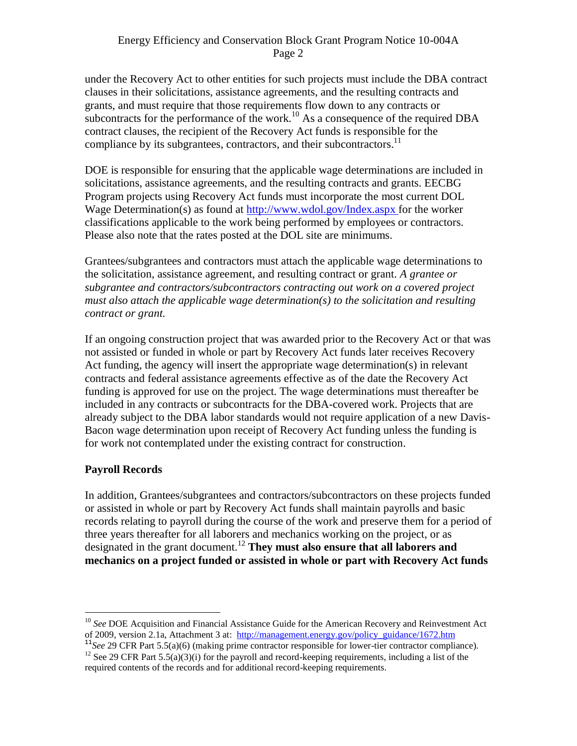under the Recovery Act to other entities for such projects must include the DBA contract clauses in their solicitations, assistance agreements, and the resulting contracts and grants, and must require that those requirements flow down to any contracts or subcontracts for the performance of the work.[10] As a consequence of the required DBA contract clauses, the recipient of the Recovery Act funds is responsible for the compliance by its subgrantees, contractors, and their subcontractors.[11]

DOE is responsible for ensuring that the applicable wage determinations are included in solicitations, assistance agreements, and the resulting contracts and grants. EECBG Program projects using Recovery Act funds must incorporate the most current DOL Wage Determination(s) as found at http://www.wdol.gov/Index.aspx for the worker classifications applicable to the work being performed by employees or contractors. Please also note that the rates posted at the DOL site are minimums.

Grantees/subgrantees and contractors must attach the applicable wage determinations to the solicitation, assistance agreement, and resulting contract or grant. *A grantee or subgrantee and contractors/subcontractors contracting out work on a covered project must also attach the applicable wage determination(s) to the solicitation and resulting contract or grant.*

If an ongoing construction project that was awarded prior to the Recovery Act or that was not assisted or funded in whole or part by Recovery Act funds later receives Recovery Act funding, the agency will insert the appropriate wage determination(s) in relevant contracts and federal assistance agreements effective as of the date the Recovery Act funding is approved for use on the project. The wage determinations must thereafter be included in any contracts or subcontracts for the DBA-covered work. Projects that are already subject to the DBA labor standards would not require application of a new Davis-Bacon wage determination upon receipt of Recovery Act funding unless the funding is for work not contemplated under the existing contract for construction.

**Payroll Records**

In addition, Grantees/subgrantees and contractors/subcontractors on these projects funded or assisted in whole or part by Recovery Act funds shall maintain payrolls and basic records relating to payroll during the course of the work and preserve them for a period of three years thereafter for all laborers and mechanics working on the project, or as designated in the grant document.[12] **They must also ensure that all laborers and mechanics on a project funded or assisted in whole or part with Recovery Act funds**

---

[10] *See* DOE Acquisition and Financial Assistance Guide for the American Recovery and Reinvestment Act of 2009, version 2.1a, Attachment 3 at: http://management.energy.gov/policy_guidance/1672.htm

[11] *See* 29 CFR Part 5.5(a)(6) (making prime contractor responsible for lower-tier contractor compliance).

[12] See 29 CFR Part 5.5(a)(3)(i) for the payroll and record-keeping requirements, including a list of the required contents of the records and for additional record-keeping requirements.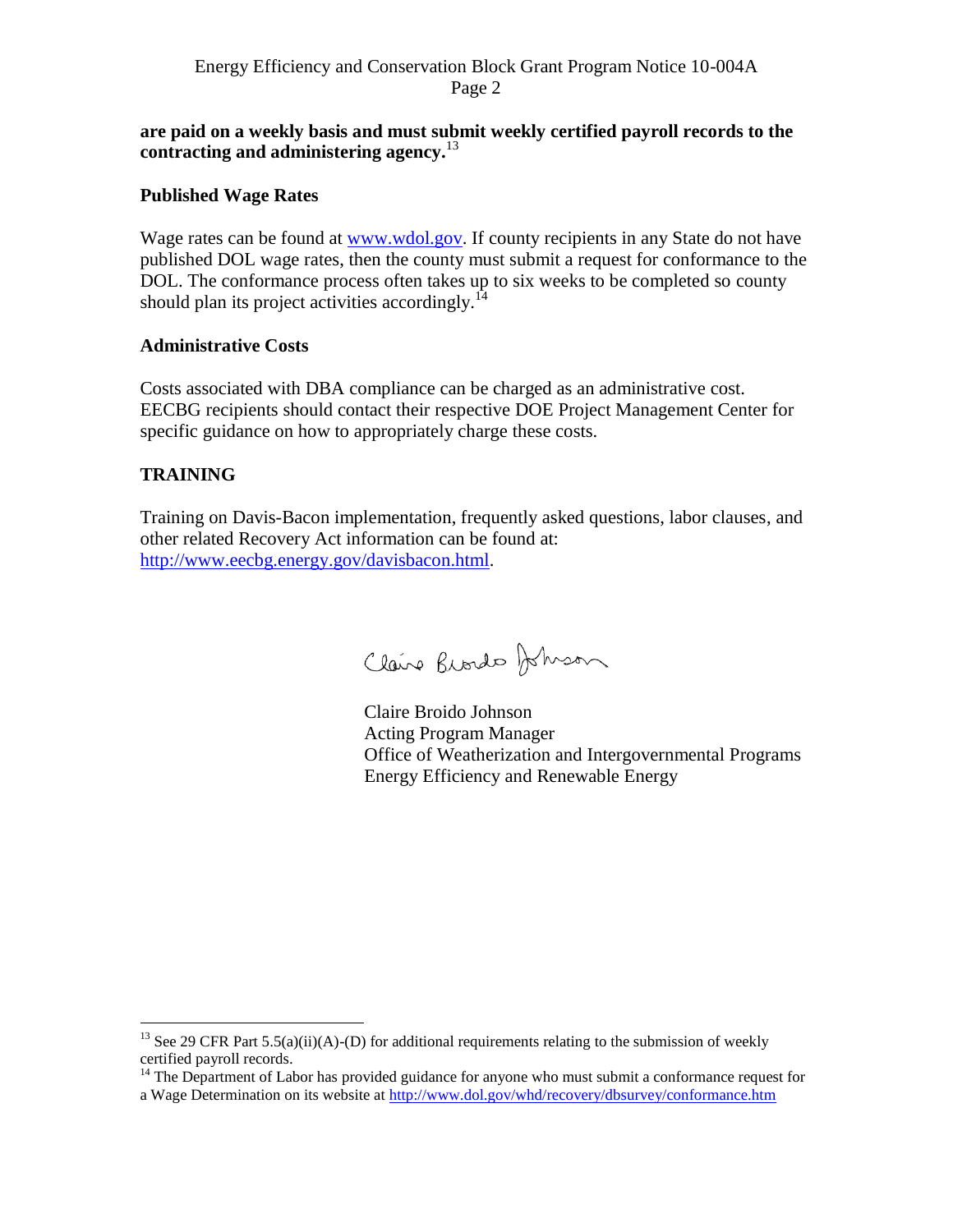**are paid on a weekly basis and must submit weekly certified payroll records to the contracting and administering agency.**[13]

### Published Wage Rates

Wage rates can be found at www.wdol.gov. If county recipients in any State do not have published DOL wage rates, then the county must submit a request for conformance to the DOL. The conformance process often takes up to six weeks to be completed so county should plan its project activities accordingly.[14]

### Administrative Costs

Costs associated with DBA compliance can be charged as an administrative cost. EECBG recipients should contact their respective DOE Project Management Center for specific guidance on how to appropriately charge these costs.

## TRAINING

Training on Davis-Bacon implementation, frequently asked questions, labor clauses, and other related Recovery Act information can be found at: http://www.eecbg.energy.gov/davisbacon.html.

Claire Broido Johnson

Claire Broido Johnson
Acting Program Manager
Office of Weatherization and Intergovernmental Programs
Energy Efficiency and Renewable Energy

---

[13] See 29 CFR Part 5.5(a)(ii)(A)-(D) for additional requirements relating to the submission of weekly certified payroll records.

[14] The Department of Labor has provided guidance for anyone who must submit a conformance request for a Wage Determination on its website at http://www.dol.gov/whd/recovery/dbsurvey/conformance.htm